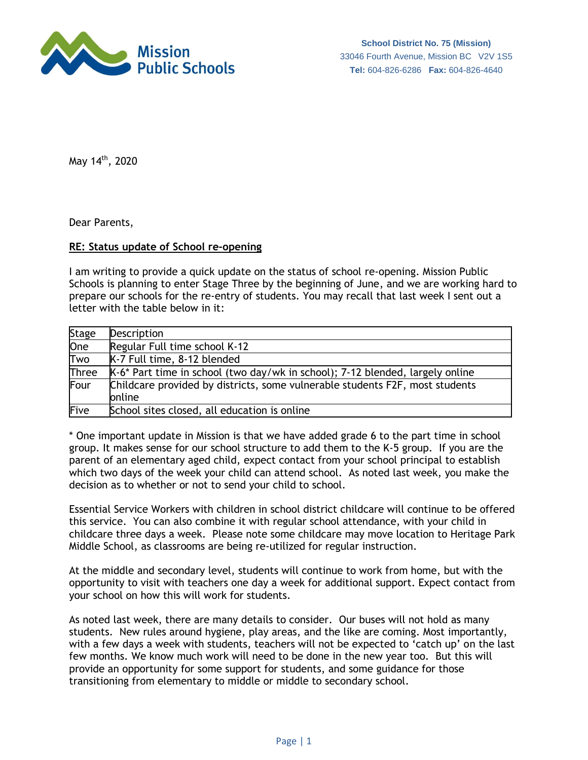**Mission Public Schools**

**School District No. 75 (Mission)**
33046 Fourth Avenue, Mission BC V2V 1S5
**Tel:** 604-826-6286 **Fax:** 604-826-4640

May 14th, 2020

Dear Parents,

**RE: Status update of School re-opening**

I am writing to provide a quick update on the status of school re-opening. Mission Public Schools is planning to enter Stage Three by the beginning of June, and we are working hard to prepare our schools for the re-entry of students. You may recall that last week I sent out a letter with the table below in it:

| Stage | Description |
| --- | --- |
| One | Regular Full time school K-12 |
| Two | K-7 Full time, 8-12 blended |
| Three | K-6* Part time in school (two day/wk in school); 7-12 blended, largely online |
| Four | Childcare provided by districts, some vulnerable students F2F, most students online |
| Five | School sites closed, all education is online |

* One important update in Mission is that we have added grade 6 to the part time in school group. It makes sense for our school structure to add them to the K-5 group. If you are the parent of an elementary aged child, expect contact from your school principal to establish which two days of the week your child can attend school. As noted last week, you make the decision as to whether or not to send your child to school.

Essential Service Workers with children in school district childcare will continue to be offered this service. You can also combine it with regular school attendance, with your child in childcare three days a week. Please note some childcare may move location to Heritage Park Middle School, as classrooms are being re-utilized for regular instruction.

At the middle and secondary level, students will continue to work from home, but with the opportunity to visit with teachers one day a week for additional support. Expect contact from your school on how this will work for students.

As noted last week, there are many details to consider. Our buses will not hold as many students. New rules around hygiene, play areas, and the like are coming. Most importantly, with a few days a week with students, teachers will not be expected to 'catch up' on the last few months. We know much work will need to be done in the new year too. But this will provide an opportunity for some support for students, and some guidance for those transitioning from elementary to middle or middle to secondary school.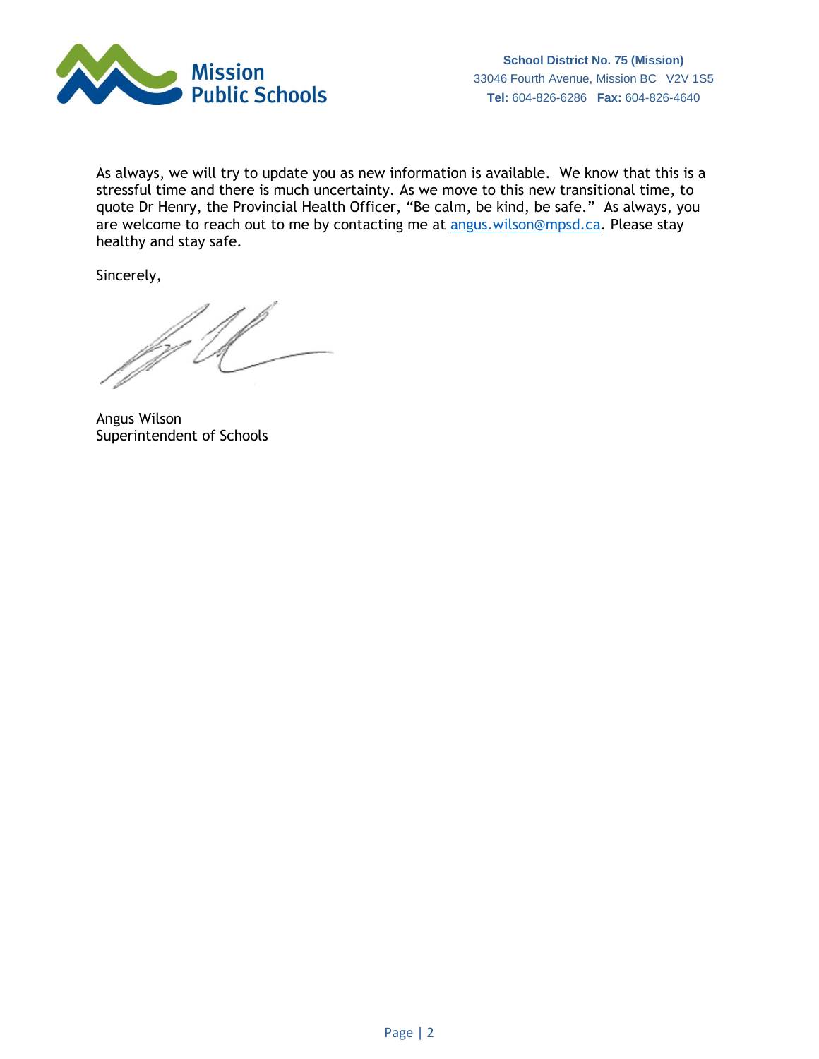As always, we will try to update you as new information is available. We know that this is a stressful time and there is much uncertainty. As we move to this new transitional time, to quote Dr Henry, the Provincial Health Officer, “Be calm, be kind, be safe.” As always, you are welcome to reach out to me by contacting me at angus.wilson@mpsd.ca. Please stay healthy and stay safe.

Sincerely,

Angus Wilson
Superintendent of Schools